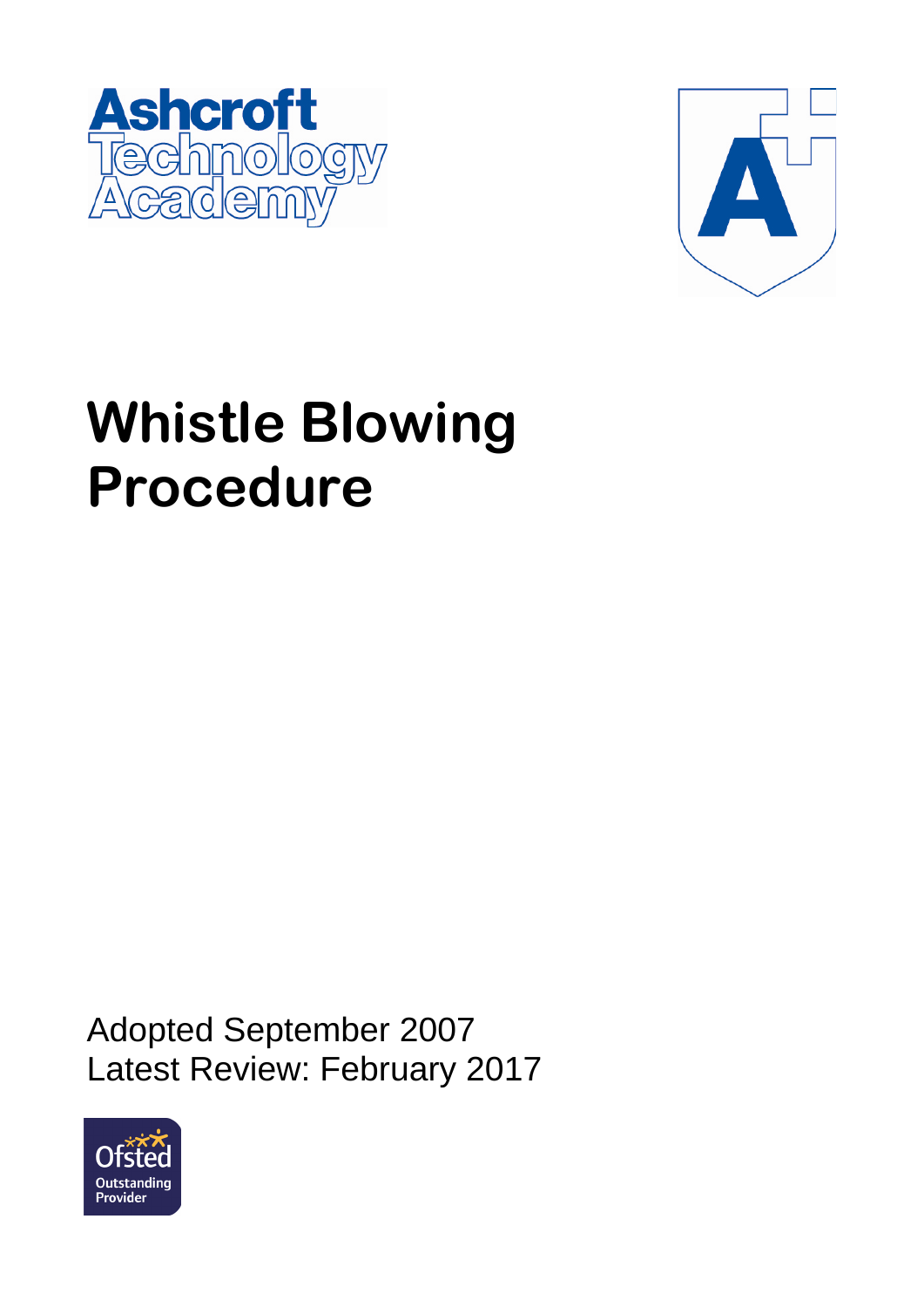Ashcroft Technology Academy

# Whistle Blowing Procedure

Adopted September 2007
Latest Review: February 2017

Ofsted Outstanding Provider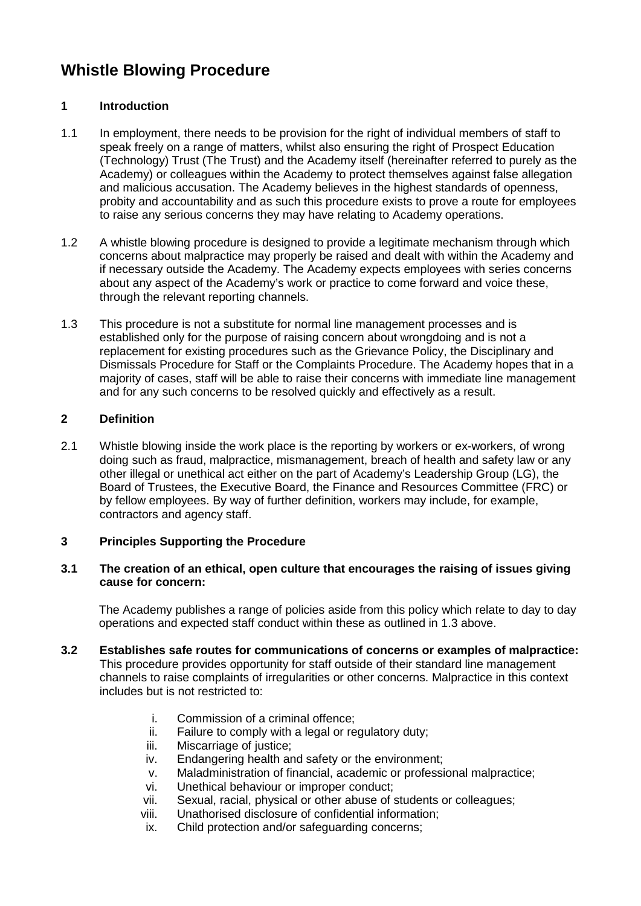# Whistle Blowing Procedure

## 1 Introduction

1.1 In employment, there needs to be provision for the right of individual members of staff to speak freely on a range of matters, whilst also ensuring the right of Prospect Education (Technology) Trust (The Trust) and the Academy itself (hereinafter referred to purely as the Academy) or colleagues within the Academy to protect themselves against false allegation and malicious accusation. The Academy believes in the highest standards of openness, probity and accountability and as such this procedure exists to prove a route for employees to raise any serious concerns they may have relating to Academy operations.

1.2 A whistle blowing procedure is designed to provide a legitimate mechanism through which concerns about malpractice may properly be raised and dealt with within the Academy and if necessary outside the Academy. The Academy expects employees with series concerns about any aspect of the Academy's work or practice to come forward and voice these, through the relevant reporting channels.

1.3 This procedure is not a substitute for normal line management processes and is established only for the purpose of raising concern about wrongdoing and is not a replacement for existing procedures such as the Grievance Policy, the Disciplinary and Dismissals Procedure for Staff or the Complaints Procedure. The Academy hopes that in a majority of cases, staff will be able to raise their concerns with immediate line management and for any such concerns to be resolved quickly and effectively as a result.

## 2 Definition

2.1 Whistle blowing inside the work place is the reporting by workers or ex-workers, of wrong doing such as fraud, malpractice, mismanagement, breach of health and safety law or any other illegal or unethical act either on the part of Academy's Leadership Group (LG), the Board of Trustees, the Executive Board, the Finance and Resources Committee (FRC) or by fellow employees. By way of further definition, workers may include, for example, contractors and agency staff.

## 3 Principles Supporting the Procedure

**3.1 The creation of an ethical, open culture that encourages the raising of issues giving cause for concern:**

The Academy publishes a range of policies aside from this policy which relate to day to day operations and expected staff conduct within these as outlined in 1.3 above.

**3.2 Establishes safe routes for communications of concerns or examples of malpractice:** This procedure provides opportunity for staff outside of their standard line management channels to raise complaints of irregularities or other concerns. Malpractice in this context includes but is not restricted to:

i. Commission of a criminal offence;
ii. Failure to comply with a legal or regulatory duty;
iii. Miscarriage of justice;
iv. Endangering health and safety or the environment;
v. Maladministration of financial, academic or professional malpractice;
vi. Unethical behaviour or improper conduct;
vii. Sexual, racial, physical or other abuse of students or colleagues;
viii. Unathorised disclosure of confidential information;
ix. Child protection and/or safeguarding concerns;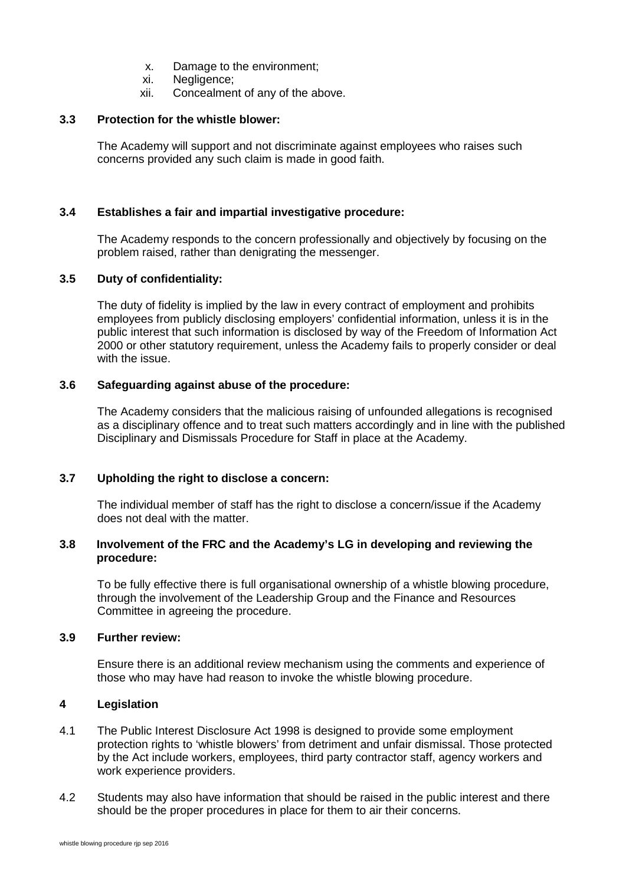x. Damage to the environment;
xi. Negligence;
xii. Concealment of any of the above.

### 3.3 Protection for the whistle blower:

The Academy will support and not discriminate against employees who raises such concerns provided any such claim is made in good faith.

### 3.4 Establishes a fair and impartial investigative procedure:

The Academy responds to the concern professionally and objectively by focusing on the problem raised, rather than denigrating the messenger.

### 3.5 Duty of confidentiality:

The duty of fidelity is implied by the law in every contract of employment and prohibits employees from publicly disclosing employers' confidential information, unless it is in the public interest that such information is disclosed by way of the Freedom of Information Act 2000 or other statutory requirement, unless the Academy fails to properly consider or deal with the issue.

### 3.6 Safeguarding against abuse of the procedure:

The Academy considers that the malicious raising of unfounded allegations is recognised as a disciplinary offence and to treat such matters accordingly and in line with the published Disciplinary and Dismissals Procedure for Staff in place at the Academy.

### 3.7 Upholding the right to disclose a concern:

The individual member of staff has the right to disclose a concern/issue if the Academy does not deal with the matter.

### 3.8 Involvement of the FRC and the Academy's LG in developing and reviewing the procedure:

To be fully effective there is full organisational ownership of a whistle blowing procedure, through the involvement of the Leadership Group and the Finance and Resources Committee in agreeing the procedure.

### 3.9 Further review:

Ensure there is an additional review mechanism using the comments and experience of those who may have had reason to invoke the whistle blowing procedure.

## 4 Legislation

4.1 The Public Interest Disclosure Act 1998 is designed to provide some employment protection rights to 'whistle blowers' from detriment and unfair dismissal. Those protected by the Act include workers, employees, third party contractor staff, agency workers and work experience providers.

4.2 Students may also have information that should be raised in the public interest and there should be the proper procedures in place for them to air their concerns.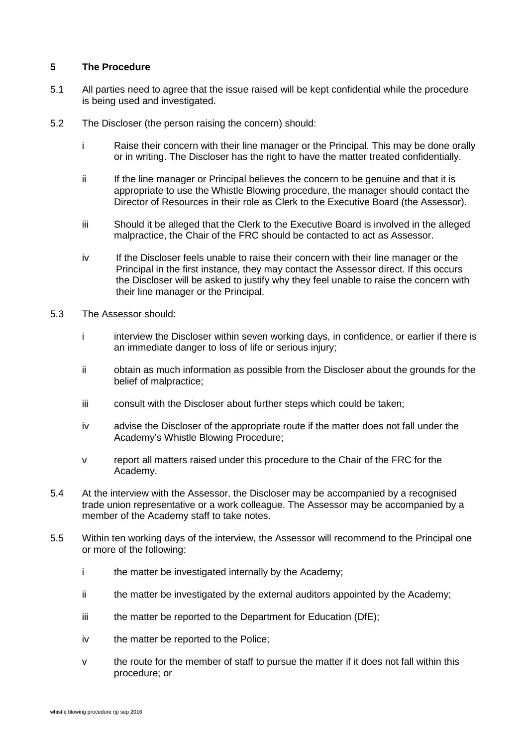## 5 The Procedure

5.1 All parties need to agree that the issue raised will be kept confidential while the procedure is being used and investigated.

5.2 The Discloser (the person raising the concern) should:

i Raise their concern with their line manager or the Principal. This may be done orally or in writing. The Discloser has the right to have the matter treated confidentially.

ii If the line manager or Principal believes the concern to be genuine and that it is appropriate to use the Whistle Blowing procedure, the manager should contact the Director of Resources in their role as Clerk to the Executive Board (the Assessor).

iii Should it be alleged that the Clerk to the Executive Board is involved in the alleged malpractice, the Chair of the FRC should be contacted to act as Assessor.

iv If the Discloser feels unable to raise their concern with their line manager or the Principal in the first instance, they may contact the Assessor direct. If this occurs the Discloser will be asked to justify why they feel unable to raise the concern with their line manager or the Principal.

5.3 The Assessor should:

i interview the Discloser within seven working days, in confidence, or earlier if there is an immediate danger to loss of life or serious injury;

ii obtain as much information as possible from the Discloser about the grounds for the belief of malpractice;

iii consult with the Discloser about further steps which could be taken;

iv advise the Discloser of the appropriate route if the matter does not fall under the Academy's Whistle Blowing Procedure;

v report all matters raised under this procedure to the Chair of the FRC for the Academy.

5.4 At the interview with the Assessor, the Discloser may be accompanied by a recognised trade union representative or a work colleague. The Assessor may be accompanied by a member of the Academy staff to take notes.

5.5 Within ten working days of the interview, the Assessor will recommend to the Principal one or more of the following:

i the matter be investigated internally by the Academy;

ii the matter be investigated by the external auditors appointed by the Academy;

iii the matter be reported to the Department for Education (DfE);

iv the matter be reported to the Police;

v the route for the member of staff to pursue the matter if it does not fall within this procedure; or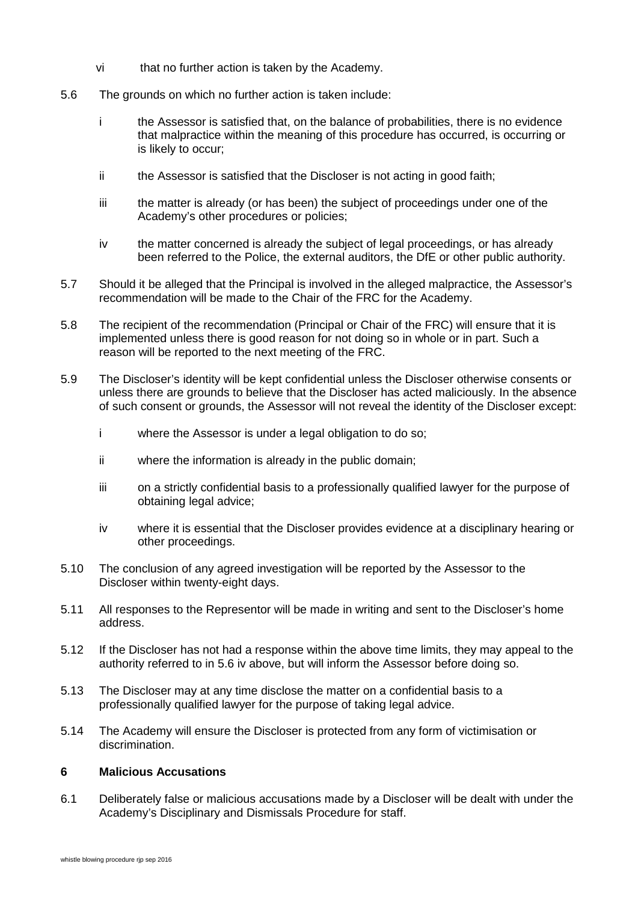vi that no further action is taken by the Academy.

5.6 The grounds on which no further action is taken include:

i the Assessor is satisfied that, on the balance of probabilities, there is no evidence that malpractice within the meaning of this procedure has occurred, is occurring or is likely to occur;

ii the Assessor is satisfied that the Discloser is not acting in good faith;

iii the matter is already (or has been) the subject of proceedings under one of the Academy's other procedures or policies;

iv the matter concerned is already the subject of legal proceedings, or has already been referred to the Police, the external auditors, the DfE or other public authority.

5.7 Should it be alleged that the Principal is involved in the alleged malpractice, the Assessor's recommendation will be made to the Chair of the FRC for the Academy.

5.8 The recipient of the recommendation (Principal or Chair of the FRC) will ensure that it is implemented unless there is good reason for not doing so in whole or in part. Such a reason will be reported to the next meeting of the FRC.

5.9 The Discloser's identity will be kept confidential unless the Discloser otherwise consents or unless there are grounds to believe that the Discloser has acted maliciously. In the absence of such consent or grounds, the Assessor will not reveal the identity of the Discloser except:

i where the Assessor is under a legal obligation to do so;

ii where the information is already in the public domain;

iii on a strictly confidential basis to a professionally qualified lawyer for the purpose of obtaining legal advice;

iv where it is essential that the Discloser provides evidence at a disciplinary hearing or other proceedings.

5.10 The conclusion of any agreed investigation will be reported by the Assessor to the Discloser within twenty-eight days.

5.11 All responses to the Representor will be made in writing and sent to the Discloser's home address.

5.12 If the Discloser has not had a response within the above time limits, they may appeal to the authority referred to in 5.6 iv above, but will inform the Assessor before doing so.

5.13 The Discloser may at any time disclose the matter on a confidential basis to a professionally qualified lawyer for the purpose of taking legal advice.

5.14 The Academy will ensure the Discloser is protected from any form of victimisation or discrimination.

## 6 Malicious Accusations

6.1 Deliberately false or malicious accusations made by a Discloser will be dealt with under the Academy's Disciplinary and Dismissals Procedure for staff.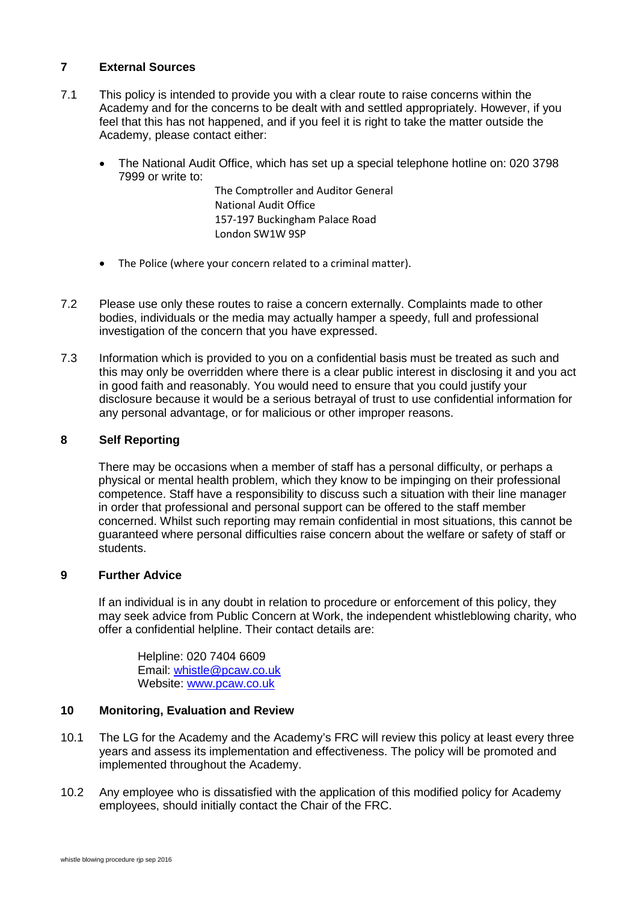## 7 External Sources

7.1 This policy is intended to provide you with a clear route to raise concerns within the Academy and for the concerns to be dealt with and settled appropriately. However, if you feel that this has not happened, and if you feel it is right to take the matter outside the Academy, please contact either:

- The National Audit Office, which has set up a special telephone hotline on: 020 3798 7999 or write to:

  The Comptroller and Auditor General
  National Audit Office
  157-197 Buckingham Palace Road
  London SW1W 9SP

- The Police (where your concern related to a criminal matter).

7.2 Please use only these routes to raise a concern externally. Complaints made to other bodies, individuals or the media may actually hamper a speedy, full and professional investigation of the concern that you have expressed.

7.3 Information which is provided to you on a confidential basis must be treated as such and this may only be overridden where there is a clear public interest in disclosing it and you act in good faith and reasonably. You would need to ensure that you could justify your disclosure because it would be a serious betrayal of trust to use confidential information for any personal advantage, or for malicious or other improper reasons.

## 8 Self Reporting

There may be occasions when a member of staff has a personal difficulty, or perhaps a physical or mental health problem, which they know to be impinging on their professional competence. Staff have a responsibility to discuss such a situation with their line manager in order that professional and personal support can be offered to the staff member concerned. Whilst such reporting may remain confidential in most situations, this cannot be guaranteed where personal difficulties raise concern about the welfare or safety of staff or students.

## 9 Further Advice

If an individual is in any doubt in relation to procedure or enforcement of this policy, they may seek advice from Public Concern at Work, the independent whistleblowing charity, who offer a confidential helpline. Their contact details are:

Helpline: 020 7404 6609
Email: whistle@pcaw.co.uk
Website: www.pcaw.co.uk

## 10 Monitoring, Evaluation and Review

10.1 The LG for the Academy and the Academy's FRC will review this policy at least every three years and assess its implementation and effectiveness. The policy will be promoted and implemented throughout the Academy.

10.2 Any employee who is dissatisfied with the application of this modified policy for Academy employees, should initially contact the Chair of the FRC.